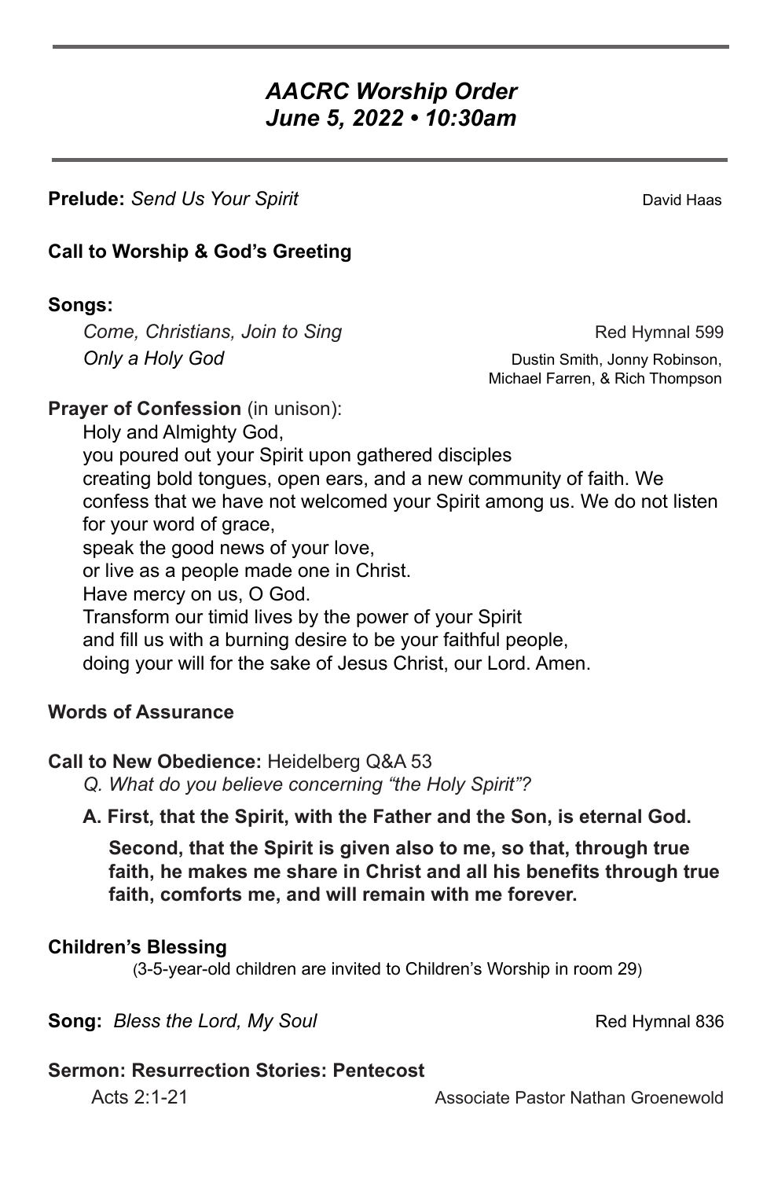# *AACRC Worship Order*
# *June 5, 2022 • 10:30am*

**Prelude:** *Send Us Your Spirit* — David Haas

**Call to Worship & God's Greeting**

**Songs:**

*Come, Christians, Join to Sing* — Red Hymnal 599

*Only a Holy God* — Dustin Smith, Jonny Robinson, Michael Farren, & Rich Thompson

**Prayer of Confession** (in unison):

Holy and Almighty God,
you poured out your Spirit upon gathered disciples
creating bold tongues, open ears, and a new community of faith. We confess that we have not welcomed your Spirit among us. We do not listen for your word of grace,
speak the good news of your love,
or live as a people made one in Christ.
Have mercy on us, O God.
Transform our timid lives by the power of your Spirit
and fill us with a burning desire to be your faithful people,
doing your will for the sake of Jesus Christ, our Lord. Amen.

**Words of Assurance**

**Call to New Obedience:** Heidelberg Q&A 53

*Q. What do you believe concerning "the Holy Spirit"?*

**A. First, that the Spirit, with the Father and the Son, is eternal God.**

**Second, that the Spirit is given also to me, so that, through true faith, he makes me share in Christ and all his benefits through true faith, comforts me, and will remain with me forever.**

**Children's Blessing**

(3-5-year-old children are invited to Children's Worship in room 29)

**Song:** *Bless the Lord, My Soul* — Red Hymnal 836

**Sermon: Resurrection Stories: Pentecost**

Acts 2:1-21 — Associate Pastor Nathan Groenewold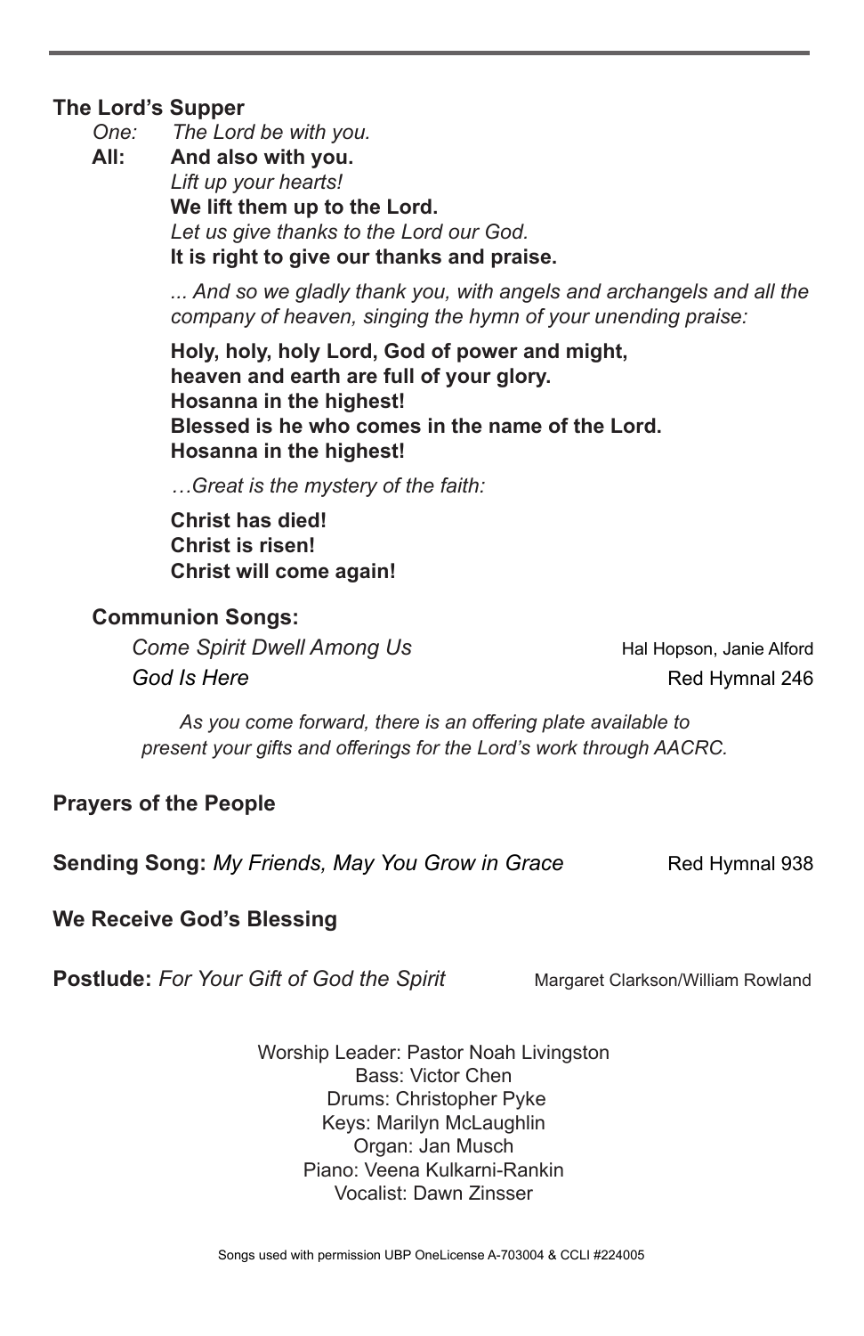**The Lord's Supper**

*One:* *The Lord be with you.*

**All:** **And also with you.**

*Lift up your hearts!*

**We lift them up to the Lord.**

*Let us give thanks to the Lord our God.*

**It is right to give our thanks and praise.**

*... And so we gladly thank you, with angels and archangels and all the company of heaven, singing the hymn of your unending praise:*

**Holy, holy, holy Lord, God of power and might,**
**heaven and earth are full of your glory.**
**Hosanna in the highest!**
**Blessed is he who comes in the name of the Lord.**
**Hosanna in the highest!**

*…Great is the mystery of the faith:*

**Christ has died!**
**Christ is risen!**
**Christ will come again!**

**Communion Songs:**

*Come Spirit Dwell Among Us* — Hal Hopson, Janie Alford

*God Is Here* — Red Hymnal 246

*As you come forward, there is an offering plate available to present your gifts and offerings for the Lord's work through AACRC.*

**Prayers of the People**

**Sending Song:** *My Friends, May You Grow in Grace* — Red Hymnal 938

**We Receive God's Blessing**

**Postlude:** *For Your Gift of God the Spirit* — Margaret Clarkson/William Rowland

Worship Leader: Pastor Noah Livingston
Bass: Victor Chen
Drums: Christopher Pyke
Keys: Marilyn McLaughlin
Organ: Jan Musch
Piano: Veena Kulkarni-Rankin
Vocalist: Dawn Zinsser

Songs used with permission UBP OneLicense A-703004 & CCLI #224005